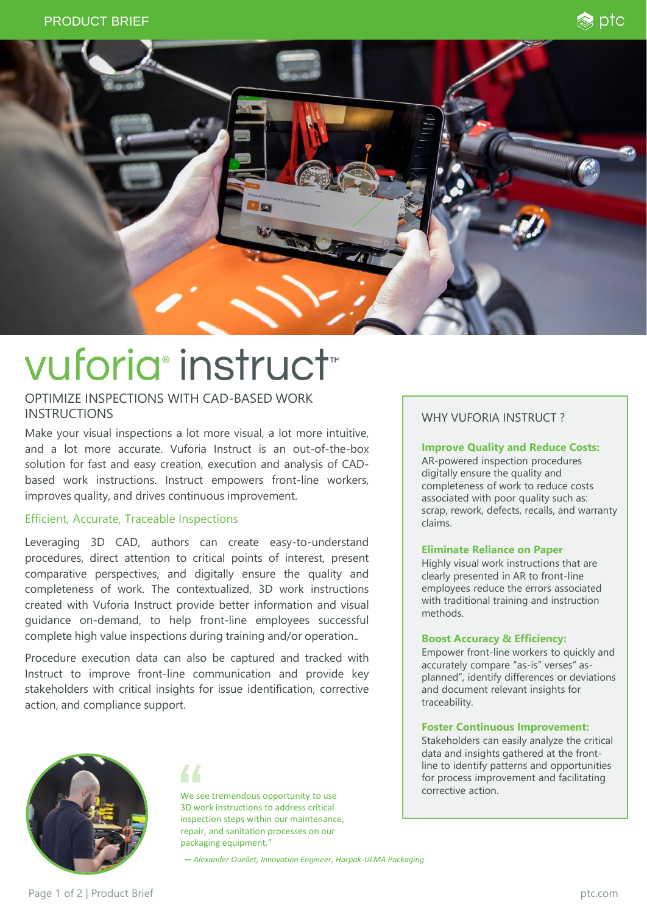# vuforia® instruct™

## OPTIMIZE INSPECTIONS WITH CAD-BASED WORK INSTRUCTIONS

Make your visual inspections a lot more visual, a lot more intuitive, and a lot more accurate. Vuforia Instruct is an out-of-the-box solution for fast and easy creation, execution and analysis of CAD-based work instructions. Instruct empowers front-line workers, improves quality, and drives continuous improvement.

### Efficient, Accurate, Traceable Inspections

Leveraging 3D CAD, authors can create easy-to-understand procedures, direct attention to critical points of interest, present comparative perspectives, and digitally ensure the quality and completeness of work. The contextualized, 3D work instructions created with Vuforia Instruct provide better information and visual guidance on-demand, to help front-line employees successful complete high value inspections during training and/or operation..

Procedure execution data can also be captured and tracked with Instruct to improve front-line communication and provide key stakeholders with critical insights for issue identification, corrective action, and compliance support.

> We see tremendous opportunity to use 3D work instructions to address critical inspection steps within our maintenance, repair, and sanitation processes on our packaging equipment."
>
> *— Alexander Ouellet, Innovation Engineer, Harpak-ULMA Packaging*

## WHY VUFORIA INSTRUCT ?

**Improve Quality and Reduce Costs:**
AR-powered inspection procedures digitally ensure the quality and completeness of work to reduce costs associated with poor quality such as: scrap, rework, defects, recalls, and warranty claims.

**Eliminate Reliance on Paper**
Highly visual work instructions that are clearly presented in AR to front-line employees reduce the errors associated with traditional training and instruction methods.

**Boost Accuracy & Efficiency:**
Empower front-line workers to quickly and accurately compare "as-is" verses" as-planned", identify differences or deviations and document relevant insights for traceability.

**Foster Continuous Improvement:**
Stakeholders can easily analyze the critical data and insights gathered at the front-line to identify patterns and opportunities for process improvement and facilitating corrective action.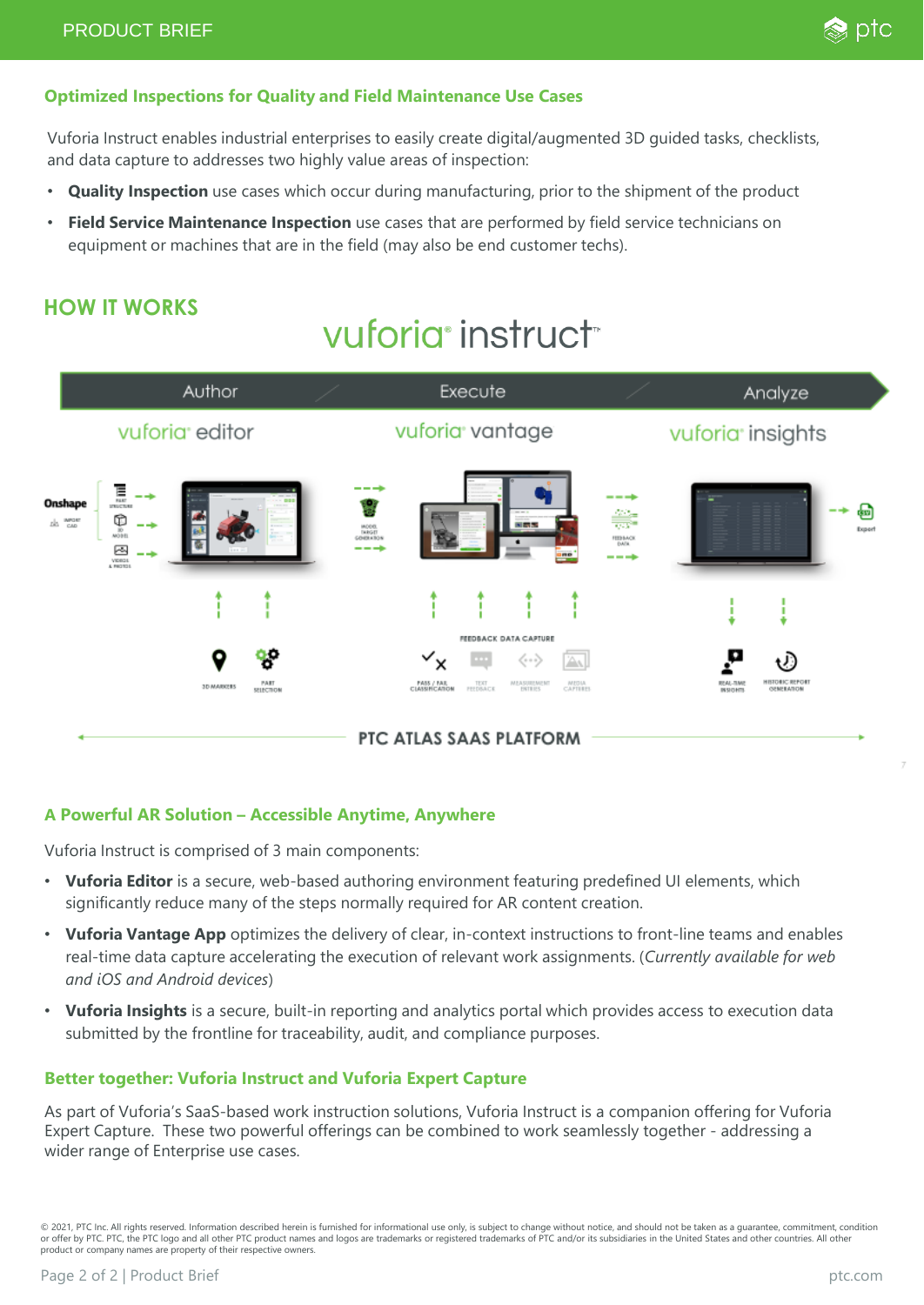## Optimized Inspections for Quality and Field Maintenance Use Cases

Vuforia Instruct enables industrial enterprises to easily create digital/augmented 3D guided tasks, checklists, and data capture to addresses two highly value areas of inspection:

- **Quality Inspection** use cases which occur during manufacturing, prior to the shipment of the product
- **Field Service Maintenance Inspection** use cases that are performed by field service technicians on equipment or machines that are in the field (may also be end customer techs).

## HOW IT WORKS

vuforia instruct™

Author | Execute | Analyze

vuforia editor | vuforia vantage | vuforia insights

Onshape

IMPORT CAD

PART STRUCTURE

3D MODEL

VIDEOS & PHOTOS

3D MARKERS

PART SELECTION

MODEL TARGET GENERATION

FEEDBACK DATA CAPTURE

PASS / FAIL CLASSIFICATION

TEXT FEEDBACK

MEASUREMENT ENTRIES

MEDIA CAPTURES

FEEDBACK DATA

Export

REAL-TIME INSIGHTS

HISTORIC REPORT GENERATION

PTC ATLAS SAAS PLATFORM

## A Powerful AR Solution – Accessible Anytime, Anywhere

Vuforia Instruct is comprised of 3 main components:

- **Vuforia Editor** is a secure, web-based authoring environment featuring predefined UI elements, which significantly reduce many of the steps normally required for AR content creation.
- **Vuforia Vantage App** optimizes the delivery of clear, in-context instructions to front-line teams and enables real-time data capture accelerating the execution of relevant work assignments. (*Currently available for web and iOS and Android devices*)
- **Vuforia Insights** is a secure, built-in reporting and analytics portal which provides access to execution data submitted by the frontline for traceability, audit, and compliance purposes.

## Better together: Vuforia Instruct and Vuforia Expert Capture

As part of Vuforia's SaaS-based work instruction solutions, Vuforia Instruct is a companion offering for Vuforia Expert Capture. These two powerful offerings can be combined to work seamlessly together - addressing a wider range of Enterprise use cases.

© 2021, PTC Inc. All rights reserved. Information described herein is furnished for informational use only, is subject to change without notice, and should not be taken as a guarantee, commitment, condition or offer by PTC. PTC, the PTC logo and all other PTC product names and logos are trademarks or registered trademarks of PTC and/or its subsidiaries in the United States and other countries. All other product or company names are property of their respective owners.